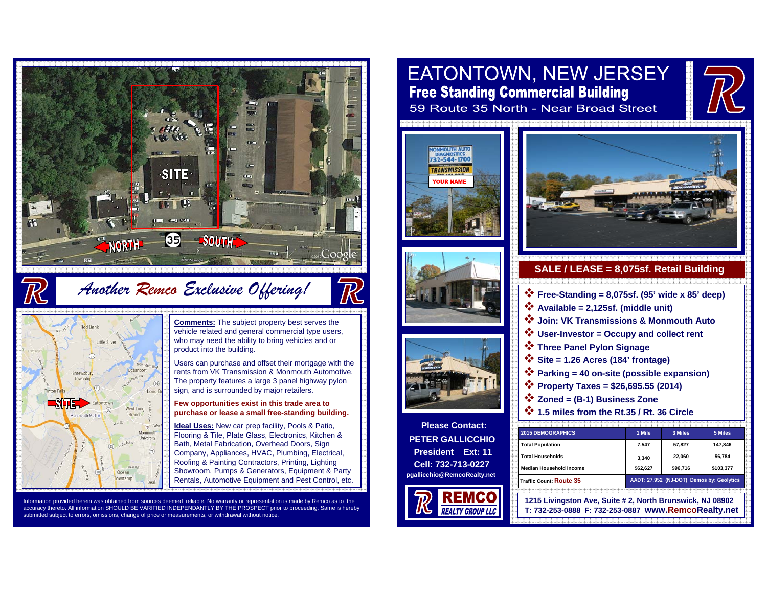# EATONTOWN, NEW JERSEY

## Free Standing Commercial Building

59 Route 35 North - Near Broad Street

*Another Remco Exclusive Offering!*

**Comments:** The subject property best serves the vehicle related and general commercial type users, who may need the ability to bring vehicles and or product into the building.

Users can purchase and offset their mortgage with the rents from VK Transmission & Monmouth Automotive. The property features a large 3 panel highway pylon sign, and is surrounded by major retailers.

**Few opportunities exist in this trade area to purchase or lease a small free-standing building.**

**Ideal Uses:** New car prep facility, Pools & Patio, Flooring & Tile, Plate Glass, Electronics, Kitchen & Bath, Metal Fabrication, Overhead Doors, Sign Company, Appliances, HVAC, Plumbing, Electrical, Roofing & Painting Contractors, Printing, Lighting Showroom, Pumps & Generators, Equipment & Party Rentals, Automotive Equipment and Pest Control, etc.

Information provided herein was obtained from sources deemed reliable. No warranty or representation is made by Remco as to the accuracy thereto. All information SHOULD BE VARIFIED INDEPENDANTLY BY THE PROSPECT prior to proceeding. Same is hereby submitted subject to errors, omissions, change of price or measurements, or withdrawal without notice.

## SALE / LEASE = 8,075sf. Retail Building

- **Free-Standing = 8,075sf. (95' wide x 85' deep)**
- **Available = 2,125sf. (middle unit)**
- **Join: VK Transmissions & Monmouth Auto**
- **User-Investor = Occupy and collect rent**
- **Three Panel Pylon Signage**
- **Site = 1.26 Acres (184' frontage)**
- **Parking = 40 on-site (possible expansion)**
- **Property Taxes = $26,695.55 (2014)**
- **Zoned = (B-1) Business Zone**
- **1.5 miles from the Rt.35 / Rt. 36 Circle**

| 2015 DEMOGRAPHICS | 1 Mile | 3 Miles | 5 Miles |
|---|---|---|---|
| Total Population | 7,547 | 57,827 | 147,846 |
| Total Households | 3,340 | 22,060 | 56,784 |
| Median Household Income | $62,627 | $96,716 | $103,377 |
| Traffic Count: Route 35 | AADT: 27,952 (NJ-DOT) Demos by: Geolytics | | |

**Please Contact:**
**PETER GALLICCHIO**
**President Ext: 11**
**Cell: 732-713-0227**
**pgallicchio@RemcoRealty.net**

REMCO REALTY GROUP LLC

**1215 Livingston Ave, Suite # 2, North Brunswick, NJ 08902**
**T: 732-253-0888 F: 732-253-0887 www.RemcoRealty.net**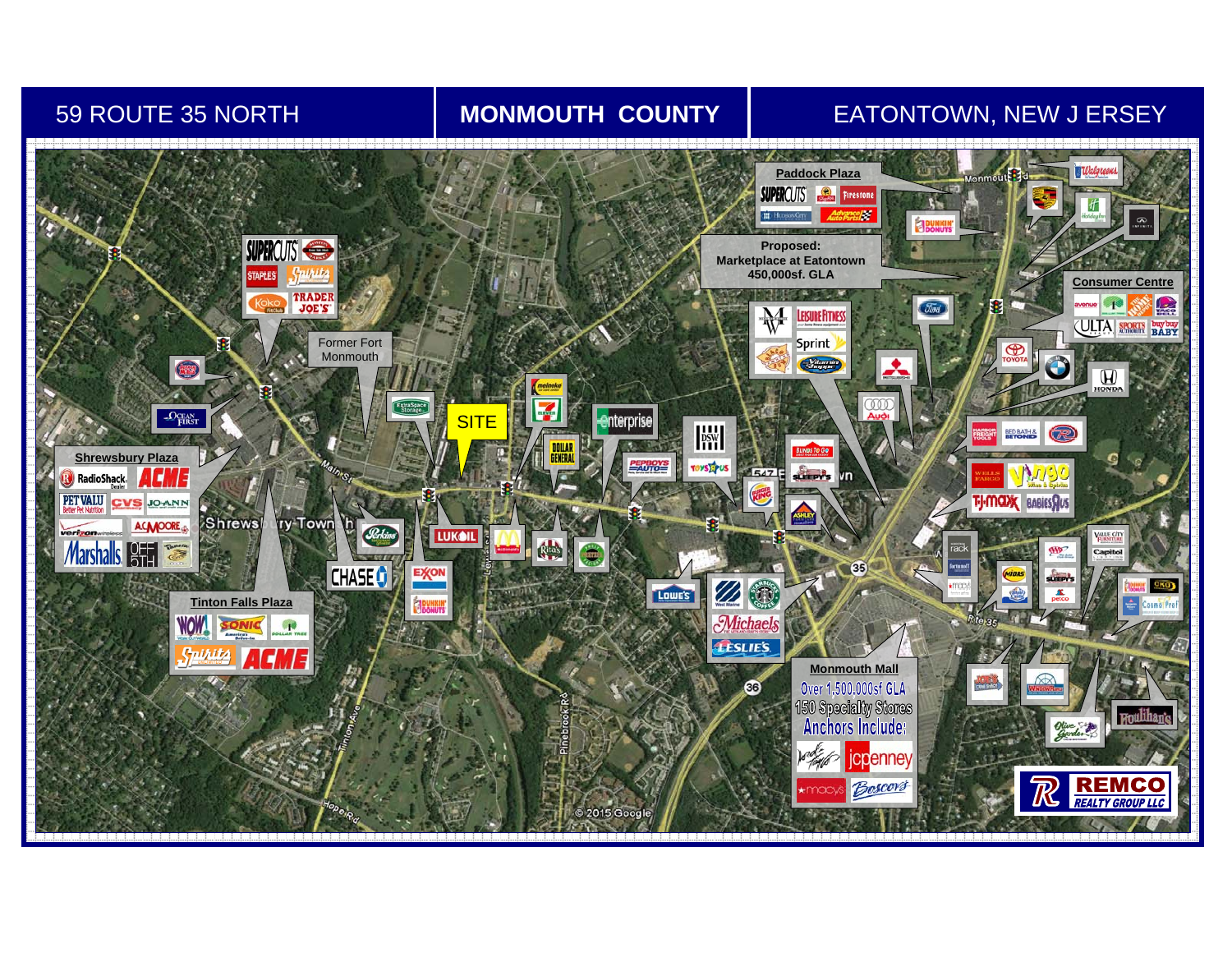# 59 ROUTE 35 NORTH | MONMOUTH COUNTY | EATONTOWN, NEW JERSEY

SITE

Former Fort Monmouth

**Paddock Plaza**

**Proposed: Marketplace at Eatontown 450,000sf. GLA**

**Consumer Centre**

**Shrewsbury Plaza**

**Tinton Falls Plaza**

**Monmouth Mall**

Over 1,500,000sf GLA
150 Specialty Stores
Anchors Include:

Main St

Shrewsbury Township

Tinton Ave

Pinebrook Rd

Hope Rd

Rte 35

Monmouth Rd

© 2015 Google

REMCO REALTY GROUP LLC